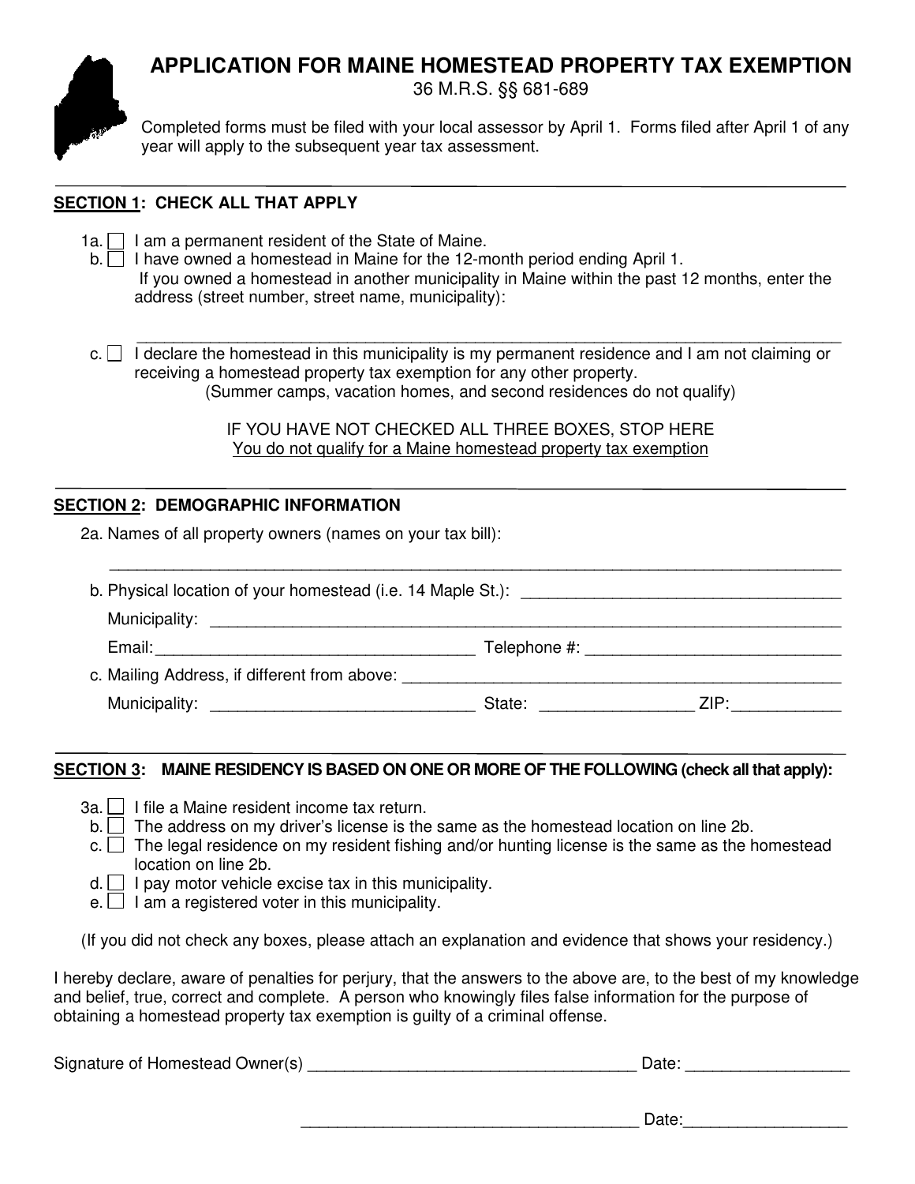# APPLICATION FOR MAINE HOMESTEAD PROPERTY TAX EXEMPTION

36 M.R.S. §§ 681-689

Completed forms must be filed with your local assessor by April 1. Forms filed after April 1 of any year will apply to the subsequent year tax assessment.

---

## SECTION 1: CHECK ALL THAT APPLY

1a. ☐ I am a permanent resident of the State of Maine.

b. ☐ I have owned a homestead in Maine for the 12-month period ending April 1.
If you owned a homestead in another municipality in Maine within the past 12 months, enter the address (street number, street name, municipality):

_______________________________________________________________________________

c. ☐ I declare the homestead in this municipality is my permanent residence and I am not claiming or receiving a homestead property tax exemption for any other property.
(Summer camps, vacation homes, and second residences do not qualify)

IF YOU HAVE NOT CHECKED ALL THREE BOXES, STOP HERE
You do not qualify for a Maine homestead property tax exemption

---

## SECTION 2: DEMOGRAPHIC INFORMATION

2a. Names of all property owners (names on your tax bill):

_______________________________________________________________________________

b. Physical location of your homestead (i.e. 14 Maple St.): ___________________________________

Municipality: _______________________________________________________________________

Email: ___________________________________ Telephone #: ____________________________

c. Mailing Address, if different from above: __________________________________________________

Municipality: _____________________________ State: ________________ ZIP: ____________

---

## SECTION 3: MAINE RESIDENCY IS BASED ON ONE OR MORE OF THE FOLLOWING (check all that apply):

3a. ☐ I file a Maine resident income tax return.

b. ☐ The address on my driver's license is the same as the homestead location on line 2b.

c. ☐ The legal residence on my resident fishing and/or hunting license is the same as the homestead location on line 2b.

d. ☐ I pay motor vehicle excise tax in this municipality.

e. ☐ I am a registered voter in this municipality.

(If you did not check any boxes, please attach an explanation and evidence that shows your residency.)

I hereby declare, aware of penalties for perjury, that the answers to the above are, to the best of my knowledge and belief, true, correct and complete. A person who knowingly files false information for the purpose of obtaining a homestead property tax exemption is guilty of a criminal offense.

Signature of Homestead Owner(s) ____________________________________ Date: _________________

____________________________________ Date: _________________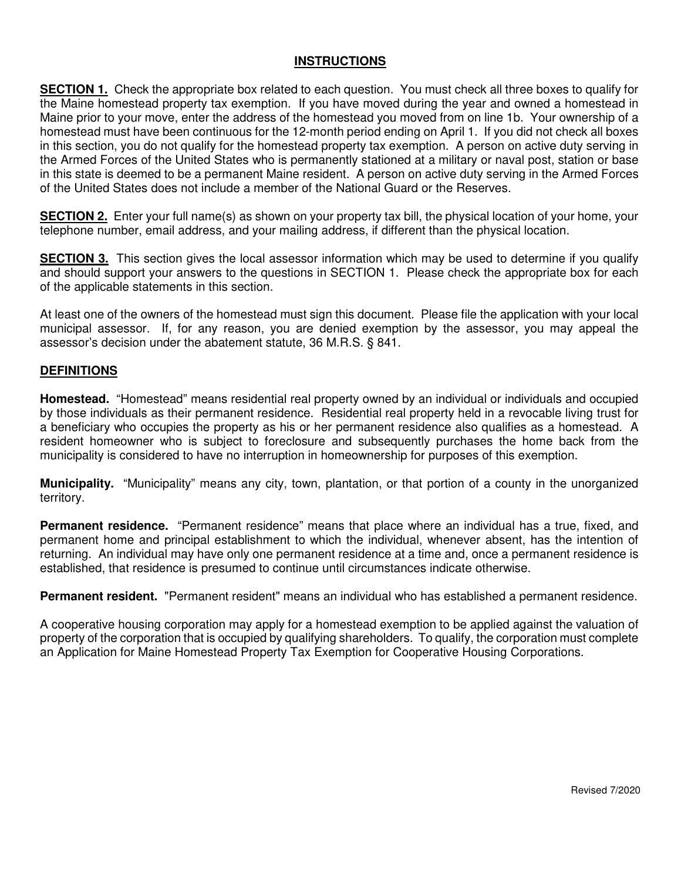## INSTRUCTIONS

**SECTION 1.** Check the appropriate box related to each question. You must check all three boxes to qualify for the Maine homestead property tax exemption. If you have moved during the year and owned a homestead in Maine prior to your move, enter the address of the homestead you moved from on line 1b. Your ownership of a homestead must have been continuous for the 12-month period ending on April 1. If you did not check all boxes in this section, you do not qualify for the homestead property tax exemption. A person on active duty serving in the Armed Forces of the United States who is permanently stationed at a military or naval post, station or base in this state is deemed to be a permanent Maine resident. A person on active duty serving in the Armed Forces of the United States does not include a member of the National Guard or the Reserves.

**SECTION 2.** Enter your full name(s) as shown on your property tax bill, the physical location of your home, your telephone number, email address, and your mailing address, if different than the physical location.

**SECTION 3.** This section gives the local assessor information which may be used to determine if you qualify and should support your answers to the questions in SECTION 1. Please check the appropriate box for each of the applicable statements in this section.

At least one of the owners of the homestead must sign this document. Please file the application with your local municipal assessor. If, for any reason, you are denied exemption by the assessor, you may appeal the assessor's decision under the abatement statute, 36 M.R.S. § 841.

## DEFINITIONS

**Homestead.** "Homestead" means residential real property owned by an individual or individuals and occupied by those individuals as their permanent residence. Residential real property held in a revocable living trust for a beneficiary who occupies the property as his or her permanent residence also qualifies as a homestead. A resident homeowner who is subject to foreclosure and subsequently purchases the home back from the municipality is considered to have no interruption in homeownership for purposes of this exemption.

**Municipality.** "Municipality" means any city, town, plantation, or that portion of a county in the unorganized territory.

**Permanent residence.** "Permanent residence" means that place where an individual has a true, fixed, and permanent home and principal establishment to which the individual, whenever absent, has the intention of returning. An individual may have only one permanent residence at a time and, once a permanent residence is established, that residence is presumed to continue until circumstances indicate otherwise.

**Permanent resident.** "Permanent resident" means an individual who has established a permanent residence.

A cooperative housing corporation may apply for a homestead exemption to be applied against the valuation of property of the corporation that is occupied by qualifying shareholders. To qualify, the corporation must complete an Application for Maine Homestead Property Tax Exemption for Cooperative Housing Corporations.

Revised 7/2020